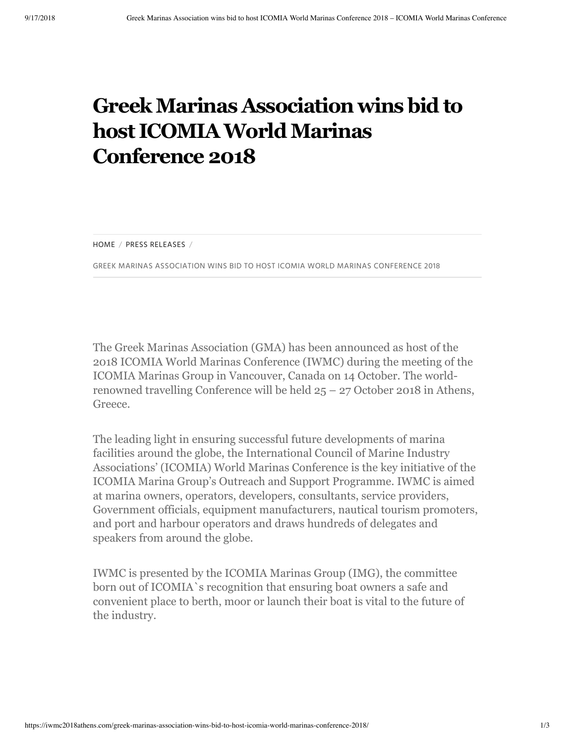# Greek Marinas Association wins bid to host ICOMIA World Marinas Conference 2018

HOME / PRESS RELEASES /

GREEK MARINAS ASSOCIATION WINS BID TO HOST ICOMIA WORLD MARINAS CONFERENCE 2018

The Greek Marinas Association (GMA) has been announced as host of the 2018 ICOMIA World Marinas Conference (IWMC) during the meeting of the ICOMIA Marinas Group in Vancouver, Canada on 14 October. The world-renowned travelling Conference will be held 25 – 27 October 2018 in Athens, Greece.

The leading light in ensuring successful future developments of marina facilities around the globe, the International Council of Marine Industry Associations' (ICOMIA) World Marinas Conference is the key initiative of the ICOMIA Marina Group's Outreach and Support Programme. IWMC is aimed at marina owners, operators, developers, consultants, service providers, Government officials, equipment manufacturers, nautical tourism promoters, and port and harbour operators and draws hundreds of delegates and speakers from around the globe.

IWMC is presented by the ICOMIA Marinas Group (IMG), the committee born out of ICOMIA`s recognition that ensuring boat owners a safe and convenient place to berth, moor or launch their boat is vital to the future of the industry.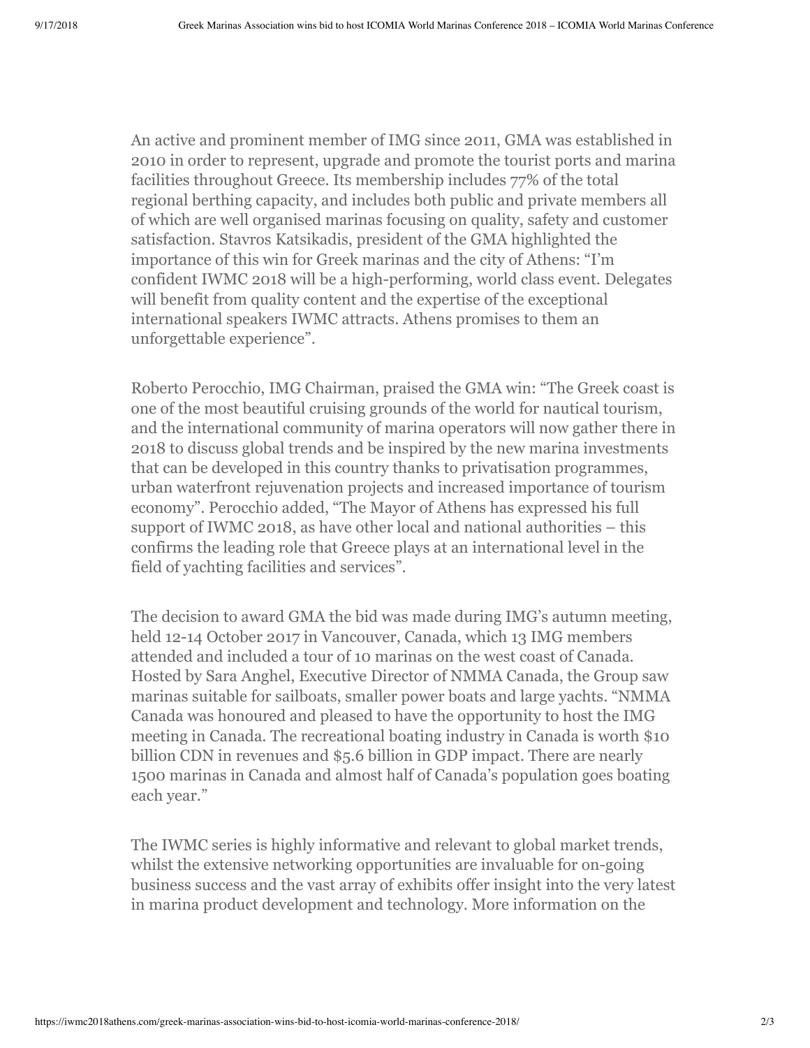An active and prominent member of IMG since 2011, GMA was established in 2010 in order to represent, upgrade and promote the tourist ports and marina facilities throughout Greece. Its membership includes 77% of the total regional berthing capacity, and includes both public and private members all of which are well organised marinas focusing on quality, safety and customer satisfaction. Stavros Katsikadis, president of the GMA highlighted the importance of this win for Greek marinas and the city of Athens: "I'm confident IWMC 2018 will be a high-performing, world class event. Delegates will benefit from quality content and the expertise of the exceptional international speakers IWMC attracts. Athens promises to them an unforgettable experience".

Roberto Perocchio, IMG Chairman, praised the GMA win: "The Greek coast is one of the most beautiful cruising grounds of the world for nautical tourism, and the international community of marina operators will now gather there in 2018 to discuss global trends and be inspired by the new marina investments that can be developed in this country thanks to privatisation programmes, urban waterfront rejuvenation projects and increased importance of tourism economy". Perocchio added, "The Mayor of Athens has expressed his full support of IWMC 2018, as have other local and national authorities – this confirms the leading role that Greece plays at an international level in the field of yachting facilities and services".

The decision to award GMA the bid was made during IMG's autumn meeting, held 12-14 October 2017 in Vancouver, Canada, which 13 IMG members attended and included a tour of 10 marinas on the west coast of Canada. Hosted by Sara Anghel, Executive Director of NMMA Canada, the Group saw marinas suitable for sailboats, smaller power boats and large yachts. "NMMA Canada was honoured and pleased to have the opportunity to host the IMG meeting in Canada. The recreational boating industry in Canada is worth $10 billion CDN in revenues and $5.6 billion in GDP impact. There are nearly 1500 marinas in Canada and almost half of Canada's population goes boating each year."

The IWMC series is highly informative and relevant to global market trends, whilst the extensive networking opportunities are invaluable for on-going business success and the vast array of exhibits offer insight into the very latest in marina product development and technology. More information on the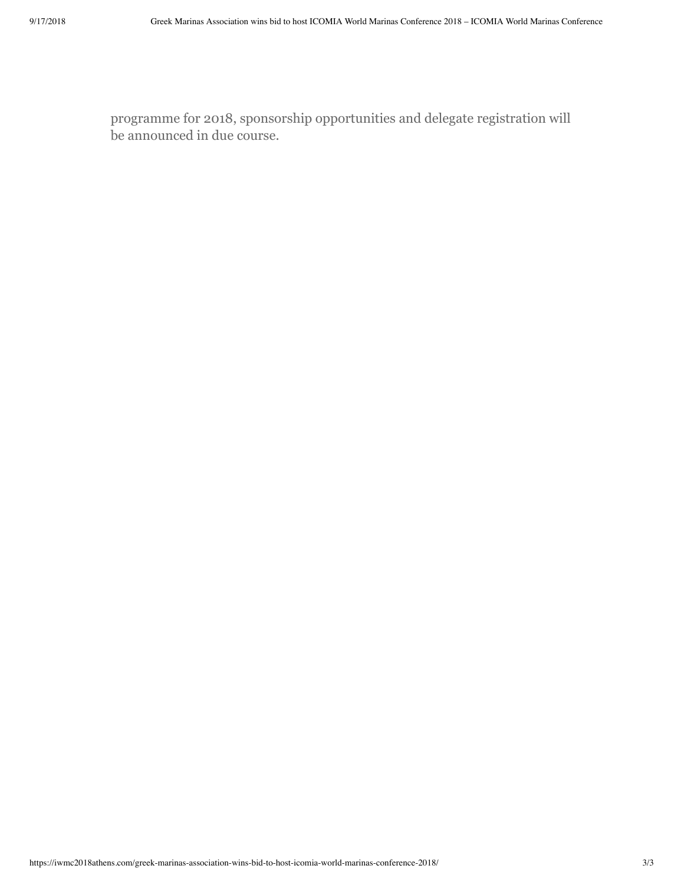programme for 2018, sponsorship opportunities and delegate registration will be announced in due course.